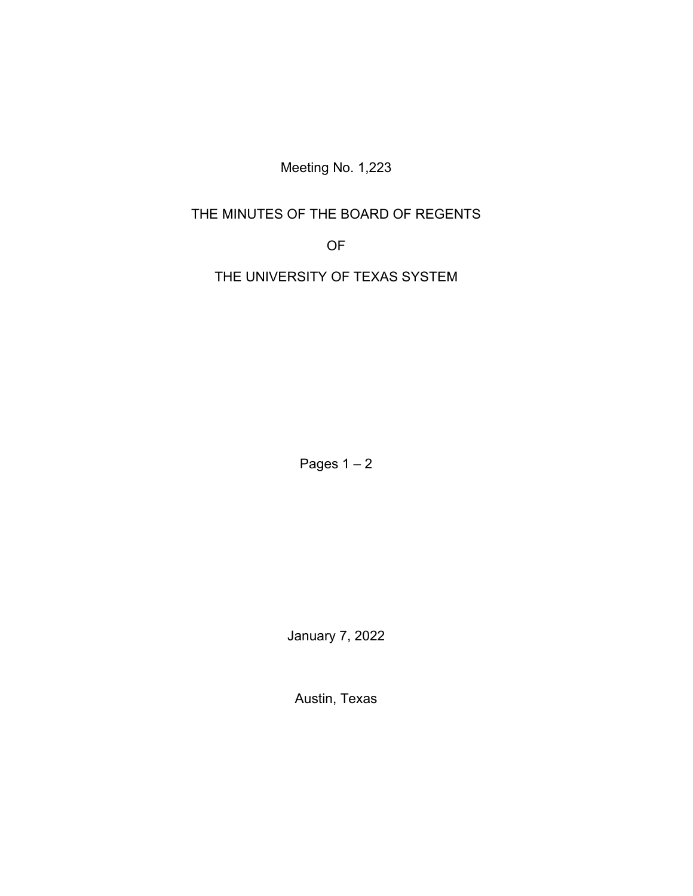Meeting No. 1,223

# THE MINUTES OF THE BOARD OF REGENTS

# OF

# THE UNIVERSITY OF TEXAS SYSTEM

Pages 1 – 2

January 7, 2022

Austin, Texas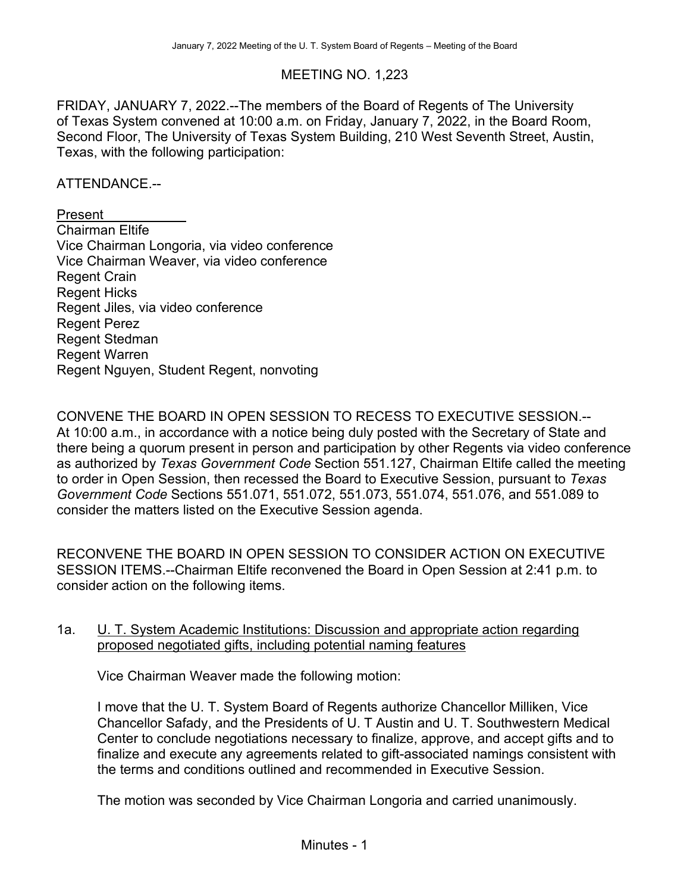MEETING NO. 1,223

FRIDAY, JANUARY 7, 2022.--The members of the Board of Regents of The University of Texas System convened at 10:00 a.m. on Friday, January 7, 2022, in the Board Room, Second Floor, The University of Texas System Building, 210 West Seventh Street, Austin, Texas, with the following participation:

ATTENDANCE.--

<u>Present</u>
Chairman Eltife
Vice Chairman Longoria, via video conference
Vice Chairman Weaver, via video conference
Regent Crain
Regent Hicks
Regent Jiles, via video conference
Regent Perez
Regent Stedman
Regent Warren
Regent Nguyen, Student Regent, nonvoting

CONVENE THE BOARD IN OPEN SESSION TO RECESS TO EXECUTIVE SESSION.--At 10:00 a.m., in accordance with a notice being duly posted with the Secretary of State and there being a quorum present in person and participation by other Regents via video conference as authorized by *Texas Government Code* Section 551.127, Chairman Eltife called the meeting to order in Open Session, then recessed the Board to Executive Session, pursuant to *Texas Government Code* Sections 551.071, 551.072, 551.073, 551.074, 551.076, and 551.089 to consider the matters listed on the Executive Session agenda.

RECONVENE THE BOARD IN OPEN SESSION TO CONSIDER ACTION ON EXECUTIVE SESSION ITEMS.--Chairman Eltife reconvened the Board in Open Session at 2:41 p.m. to consider action on the following items.

1a. <u>U. T. System Academic Institutions: Discussion and appropriate action regarding proposed negotiated gifts, including potential naming features</u>

Vice Chairman Weaver made the following motion:

I move that the U. T. System Board of Regents authorize Chancellor Milliken, Vice Chancellor Safady, and the Presidents of U. T Austin and U. T. Southwestern Medical Center to conclude negotiations necessary to finalize, approve, and accept gifts and to finalize and execute any agreements related to gift-associated namings consistent with the terms and conditions outlined and recommended in Executive Session.

The motion was seconded by Vice Chairman Longoria and carried unanimously.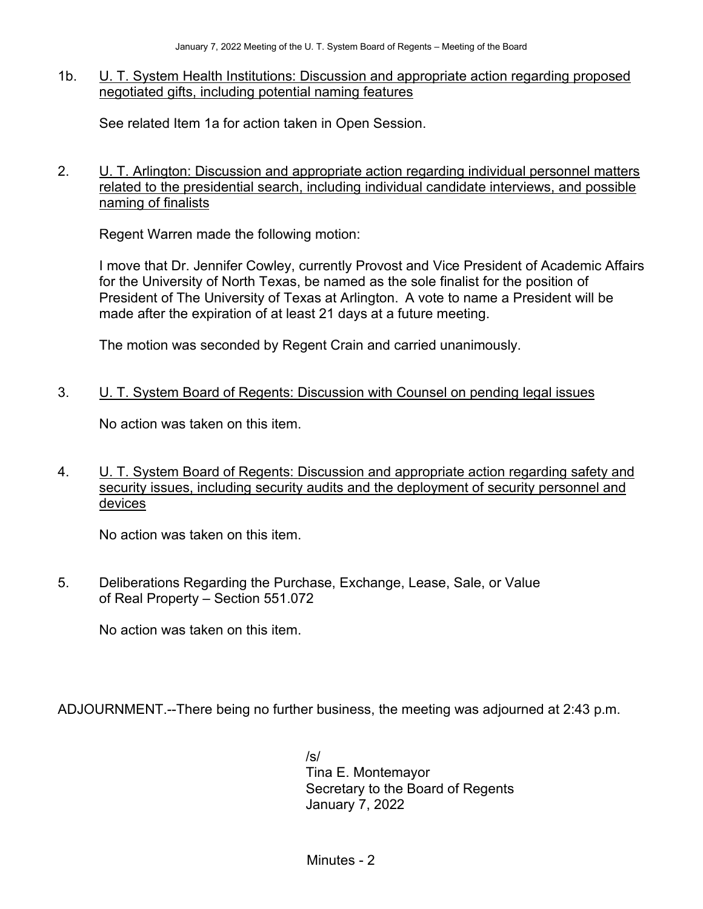1b. U. T. System Health Institutions: Discussion and appropriate action regarding proposed negotiated gifts, including potential naming features

See related Item 1a for action taken in Open Session.

2. U. T. Arlington: Discussion and appropriate action regarding individual personnel matters related to the presidential search, including individual candidate interviews, and possible naming of finalists

Regent Warren made the following motion:

I move that Dr. Jennifer Cowley, currently Provost and Vice President of Academic Affairs for the University of North Texas, be named as the sole finalist for the position of President of The University of Texas at Arlington. A vote to name a President will be made after the expiration of at least 21 days at a future meeting.

The motion was seconded by Regent Crain and carried unanimously.

3. U. T. System Board of Regents: Discussion with Counsel on pending legal issues

No action was taken on this item.

4. U. T. System Board of Regents: Discussion and appropriate action regarding safety and security issues, including security audits and the deployment of security personnel and devices

No action was taken on this item.

5. Deliberations Regarding the Purchase, Exchange, Lease, Sale, or Value of Real Property – Section 551.072

No action was taken on this item.

ADJOURNMENT.--There being no further business, the meeting was adjourned at 2:43 p.m.

/s/
Tina E. Montemayor
Secretary to the Board of Regents
January 7, 2022